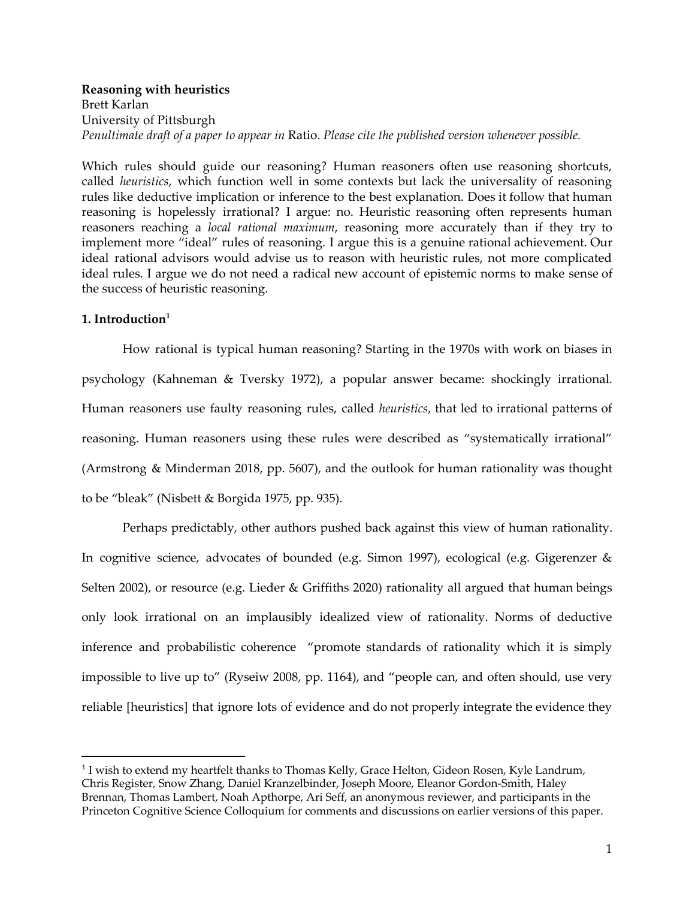**Reasoning with heuristics**

Brett Karlan

University of Pittsburgh

*Penultimate draft of a paper to appear in* Ratio. *Please cite the published version whenever possible.*

Which rules should guide our reasoning? Human reasoners often use reasoning shortcuts, called *heuristics*, which function well in some contexts but lack the universality of reasoning rules like deductive implication or inference to the best explanation. Does it follow that human reasoning is hopelessly irrational? I argue: no. Heuristic reasoning often represents human reasoners reaching a *local rational maximum*, reasoning more accurately than if they try to implement more "ideal" rules of reasoning. I argue this is a genuine rational achievement. Our ideal rational advisors would advise us to reason with heuristic rules, not more complicated ideal rules. I argue we do not need a radical new account of epistemic norms to make sense of the success of heuristic reasoning.

## 1. Introduction[1]

How rational is typical human reasoning? Starting in the 1970s with work on biases in psychology (Kahneman & Tversky 1972), a popular answer became: shockingly irrational. Human reasoners use faulty reasoning rules, called *heuristics*, that led to irrational patterns of reasoning. Human reasoners using these rules were described as "systematically irrational" (Armstrong & Minderman 2018, pp. 5607), and the outlook for human rationality was thought to be "bleak" (Nisbett & Borgida 1975, pp. 935).

Perhaps predictably, other authors pushed back against this view of human rationality. In cognitive science, advocates of bounded (e.g. Simon 1997), ecological (e.g. Gigerenzer & Selten 2002), or resource (e.g. Lieder & Griffiths 2020) rationality all argued that human beings only look irrational on an implausibly idealized view of rationality. Norms of deductive inference and probabilistic coherence "promote standards of rationality which it is simply impossible to live up to" (Ryseiw 2008, pp. 1164), and "people can, and often should, use very reliable [heuristics] that ignore lots of evidence and do not properly integrate the evidence they

[1] I wish to extend my heartfelt thanks to Thomas Kelly, Grace Helton, Gideon Rosen, Kyle Landrum, Chris Register, Snow Zhang, Daniel Kranzelbinder, Joseph Moore, Eleanor Gordon-Smith, Haley Brennan, Thomas Lambert, Noah Apthorpe, Ari Seff, an anonymous reviewer, and participants in the Princeton Cognitive Science Colloquium for comments and discussions on earlier versions of this paper.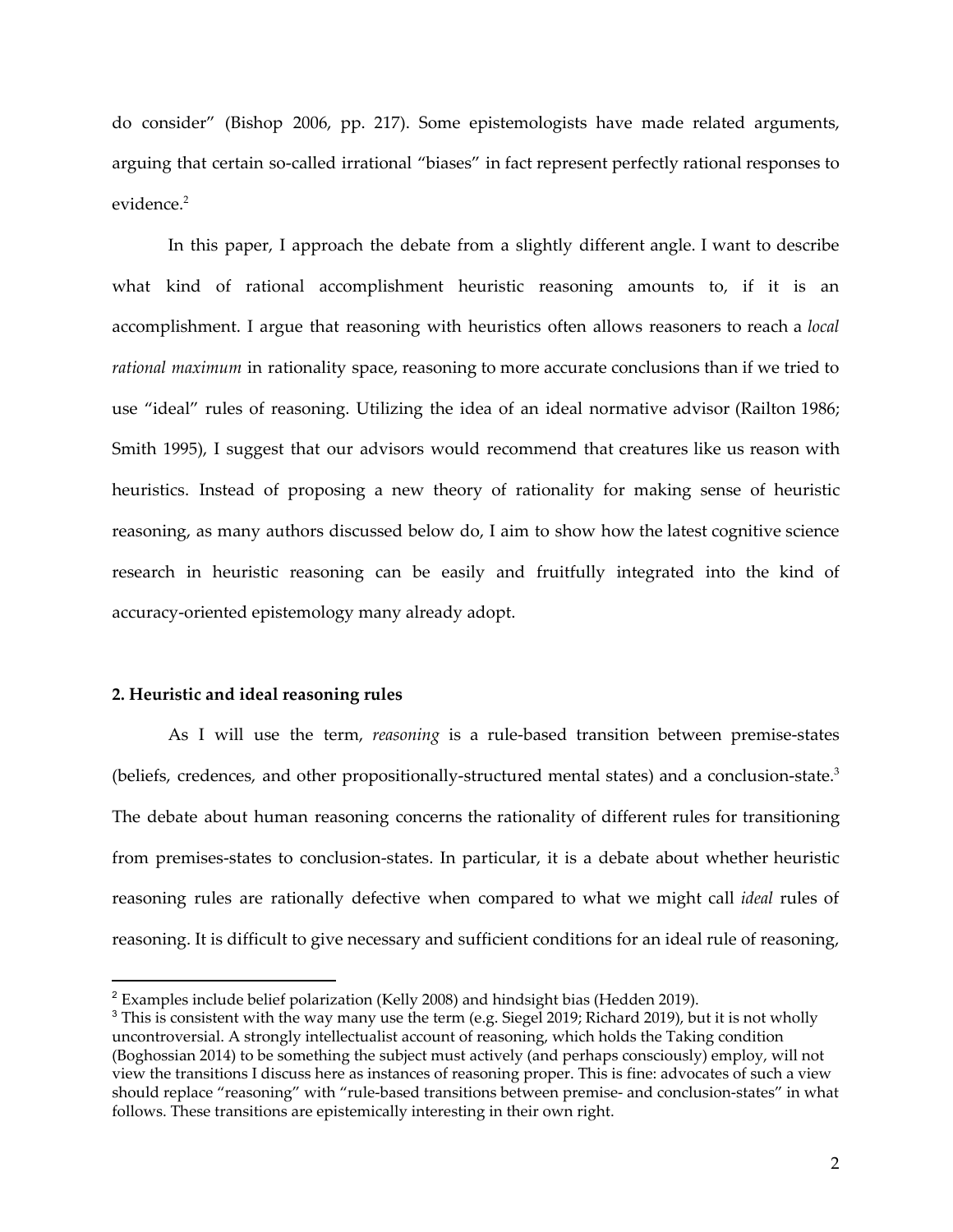do consider" (Bishop 2006, pp. 217). Some epistemologists have made related arguments, arguing that certain so-called irrational "biases" in fact represent perfectly rational responses to evidence.[2]

In this paper, I approach the debate from a slightly different angle. I want to describe what kind of rational accomplishment heuristic reasoning amounts to, if it is an accomplishment. I argue that reasoning with heuristics often allows reasoners to reach a *local rational maximum* in rationality space, reasoning to more accurate conclusions than if we tried to use "ideal" rules of reasoning. Utilizing the idea of an ideal normative advisor (Railton 1986; Smith 1995), I suggest that our advisors would recommend that creatures like us reason with heuristics. Instead of proposing a new theory of rationality for making sense of heuristic reasoning, as many authors discussed below do, I aim to show how the latest cognitive science research in heuristic reasoning can be easily and fruitfully integrated into the kind of accuracy-oriented epistemology many already adopt.

## 2. Heuristic and ideal reasoning rules

As I will use the term, *reasoning* is a rule-based transition between premise-states (beliefs, credences, and other propositionally-structured mental states) and a conclusion-state.[3] The debate about human reasoning concerns the rationality of different rules for transitioning from premises-states to conclusion-states. In particular, it is a debate about whether heuristic reasoning rules are rationally defective when compared to what we might call *ideal* rules of reasoning. It is difficult to give necessary and sufficient conditions for an ideal rule of reasoning,

[2] Examples include belief polarization (Kelly 2008) and hindsight bias (Hedden 2019).

[3] This is consistent with the way many use the term (e.g. Siegel 2019; Richard 2019), but it is not wholly uncontroversial. A strongly intellectualist account of reasoning, which holds the Taking condition (Boghossian 2014) to be something the subject must actively (and perhaps consciously) employ, will not view the transitions I discuss here as instances of reasoning proper. This is fine: advocates of such a view should replace "reasoning" with "rule-based transitions between premise- and conclusion-states" in what follows. These transitions are epistemically interesting in their own right.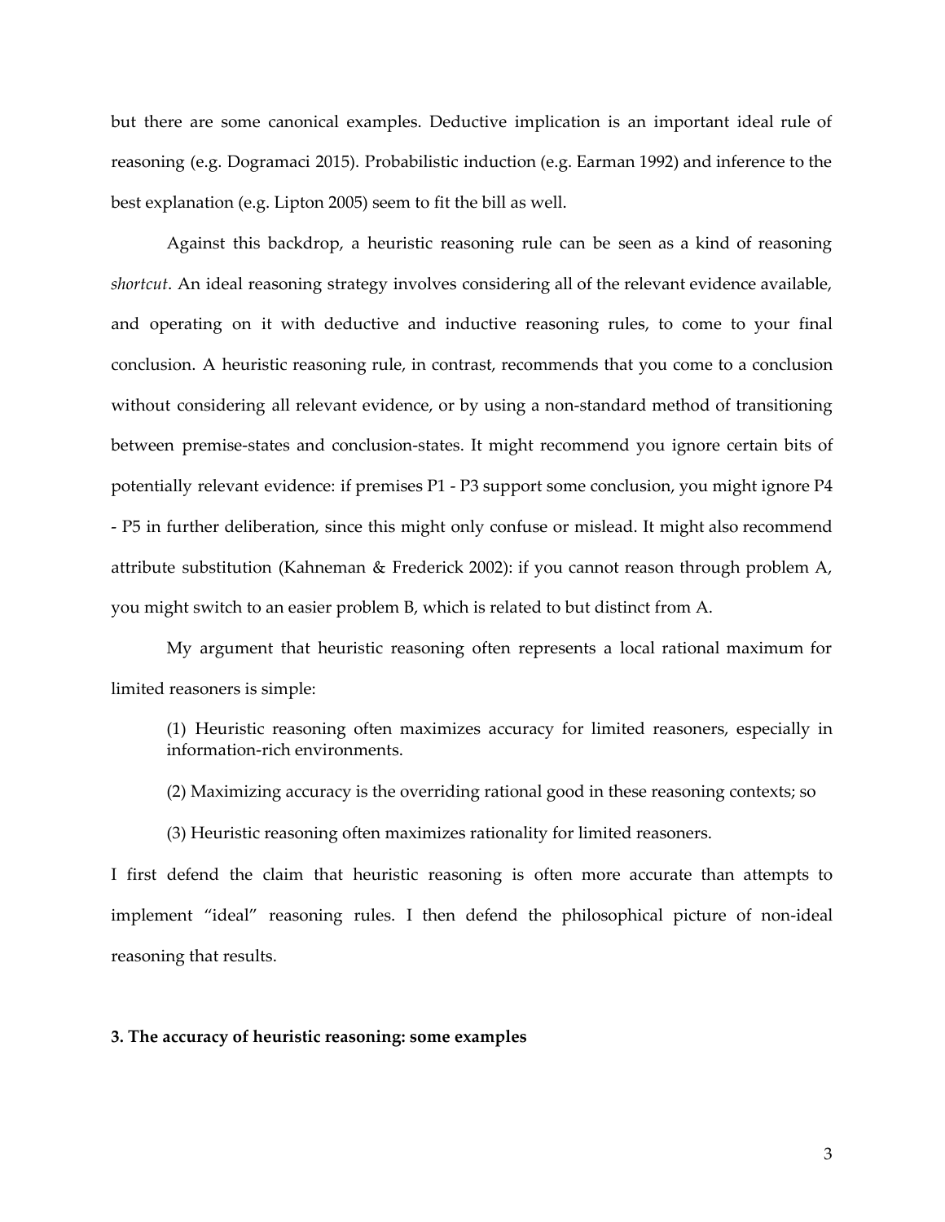but there are some canonical examples. Deductive implication is an important ideal rule of reasoning (e.g. Dogramaci 2015). Probabilistic induction (e.g. Earman 1992) and inference to the best explanation (e.g. Lipton 2005) seem to fit the bill as well.

Against this backdrop, a heuristic reasoning rule can be seen as a kind of reasoning *shortcut*. An ideal reasoning strategy involves considering all of the relevant evidence available, and operating on it with deductive and inductive reasoning rules, to come to your final conclusion. A heuristic reasoning rule, in contrast, recommends that you come to a conclusion without considering all relevant evidence, or by using a non-standard method of transitioning between premise-states and conclusion-states. It might recommend you ignore certain bits of potentially relevant evidence: if premises P1 - P3 support some conclusion, you might ignore P4 - P5 in further deliberation, since this might only confuse or mislead. It might also recommend attribute substitution (Kahneman & Frederick 2002): if you cannot reason through problem A, you might switch to an easier problem B, which is related to but distinct from A.

My argument that heuristic reasoning often represents a local rational maximum for limited reasoners is simple:

> (1) Heuristic reasoning often maximizes accuracy for limited reasoners, especially in information-rich environments.
>
> (2) Maximizing accuracy is the overriding rational good in these reasoning contexts; so
>
> (3) Heuristic reasoning often maximizes rationality for limited reasoners.

I first defend the claim that heuristic reasoning is often more accurate than attempts to implement "ideal" reasoning rules. I then defend the philosophical picture of non-ideal reasoning that results.

### 3. The accuracy of heuristic reasoning: some examples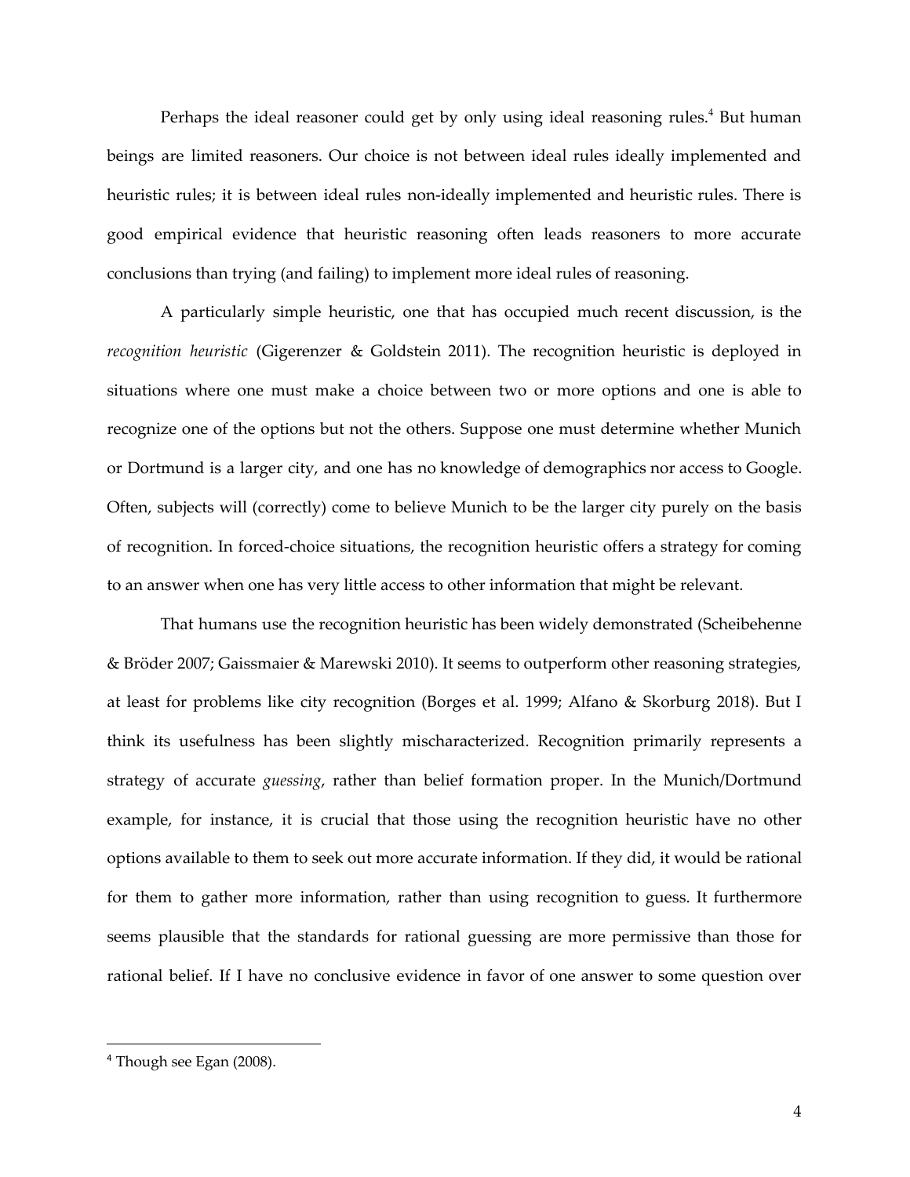Perhaps the ideal reasoner could get by only using ideal reasoning rules.[4] But human beings are limited reasoners. Our choice is not between ideal rules ideally implemented and heuristic rules; it is between ideal rules non-ideally implemented and heuristic rules. There is good empirical evidence that heuristic reasoning often leads reasoners to more accurate conclusions than trying (and failing) to implement more ideal rules of reasoning.

A particularly simple heuristic, one that has occupied much recent discussion, is the *recognition heuristic* (Gigerenzer & Goldstein 2011). The recognition heuristic is deployed in situations where one must make a choice between two or more options and one is able to recognize one of the options but not the others. Suppose one must determine whether Munich or Dortmund is a larger city, and one has no knowledge of demographics nor access to Google. Often, subjects will (correctly) come to believe Munich to be the larger city purely on the basis of recognition. In forced-choice situations, the recognition heuristic offers a strategy for coming to an answer when one has very little access to other information that might be relevant.

That humans use the recognition heuristic has been widely demonstrated (Scheibehenne & Bröder 2007; Gaissmaier & Marewski 2010). It seems to outperform other reasoning strategies, at least for problems like city recognition (Borges et al. 1999; Alfano & Skorburg 2018). But I think its usefulness has been slightly mischaracterized. Recognition primarily represents a strategy of accurate *guessing*, rather than belief formation proper. In the Munich/Dortmund example, for instance, it is crucial that those using the recognition heuristic have no other options available to them to seek out more accurate information. If they did, it would be rational for them to gather more information, rather than using recognition to guess. It furthermore seems plausible that the standards for rational guessing are more permissive than those for rational belief. If I have no conclusive evidence in favor of one answer to some question over

[4] Though see Egan (2008).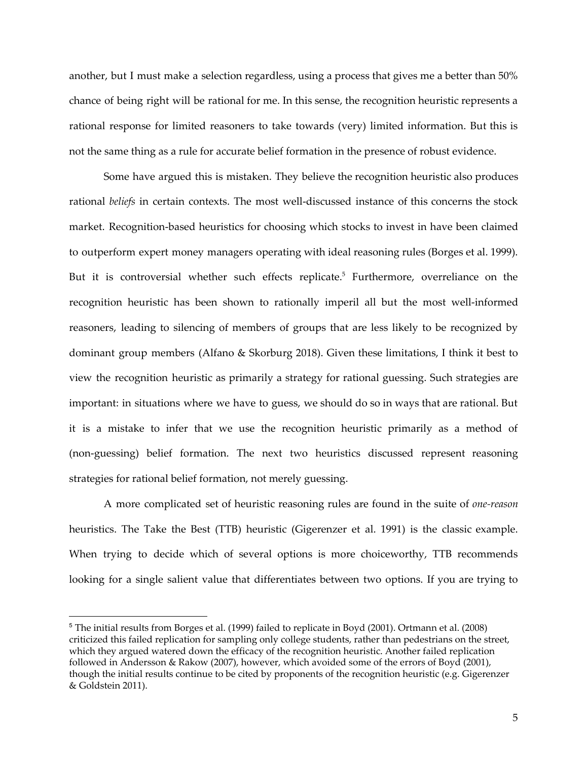another, but I must make a selection regardless, using a process that gives me a better than 50% chance of being right will be rational for me. In this sense, the recognition heuristic represents a rational response for limited reasoners to take towards (very) limited information. But this is not the same thing as a rule for accurate belief formation in the presence of robust evidence.

Some have argued this is mistaken. They believe the recognition heuristic also produces rational *beliefs* in certain contexts. The most well-discussed instance of this concerns the stock market. Recognition-based heuristics for choosing which stocks to invest in have been claimed to outperform expert money managers operating with ideal reasoning rules (Borges et al. 1999). But it is controversial whether such effects replicate.[5] Furthermore, overreliance on the recognition heuristic has been shown to rationally imperil all but the most well-informed reasoners, leading to silencing of members of groups that are less likely to be recognized by dominant group members (Alfano & Skorburg 2018). Given these limitations, I think it best to view the recognition heuristic as primarily a strategy for rational guessing. Such strategies are important: in situations where we have to guess, we should do so in ways that are rational. But it is a mistake to infer that we use the recognition heuristic primarily as a method of (non-guessing) belief formation. The next two heuristics discussed represent reasoning strategies for rational belief formation, not merely guessing.

A more complicated set of heuristic reasoning rules are found in the suite of *one-reason* heuristics. The Take the Best (TTB) heuristic (Gigerenzer et al. 1991) is the classic example. When trying to decide which of several options is more choiceworthy, TTB recommends looking for a single salient value that differentiates between two options. If you are trying to

[5] The initial results from Borges et al. (1999) failed to replicate in Boyd (2001). Ortmann et al. (2008) criticized this failed replication for sampling only college students, rather than pedestrians on the street, which they argued watered down the efficacy of the recognition heuristic. Another failed replication followed in Andersson & Rakow (2007), however, which avoided some of the errors of Boyd (2001), though the initial results continue to be cited by proponents of the recognition heuristic (e.g. Gigerenzer & Goldstein 2011).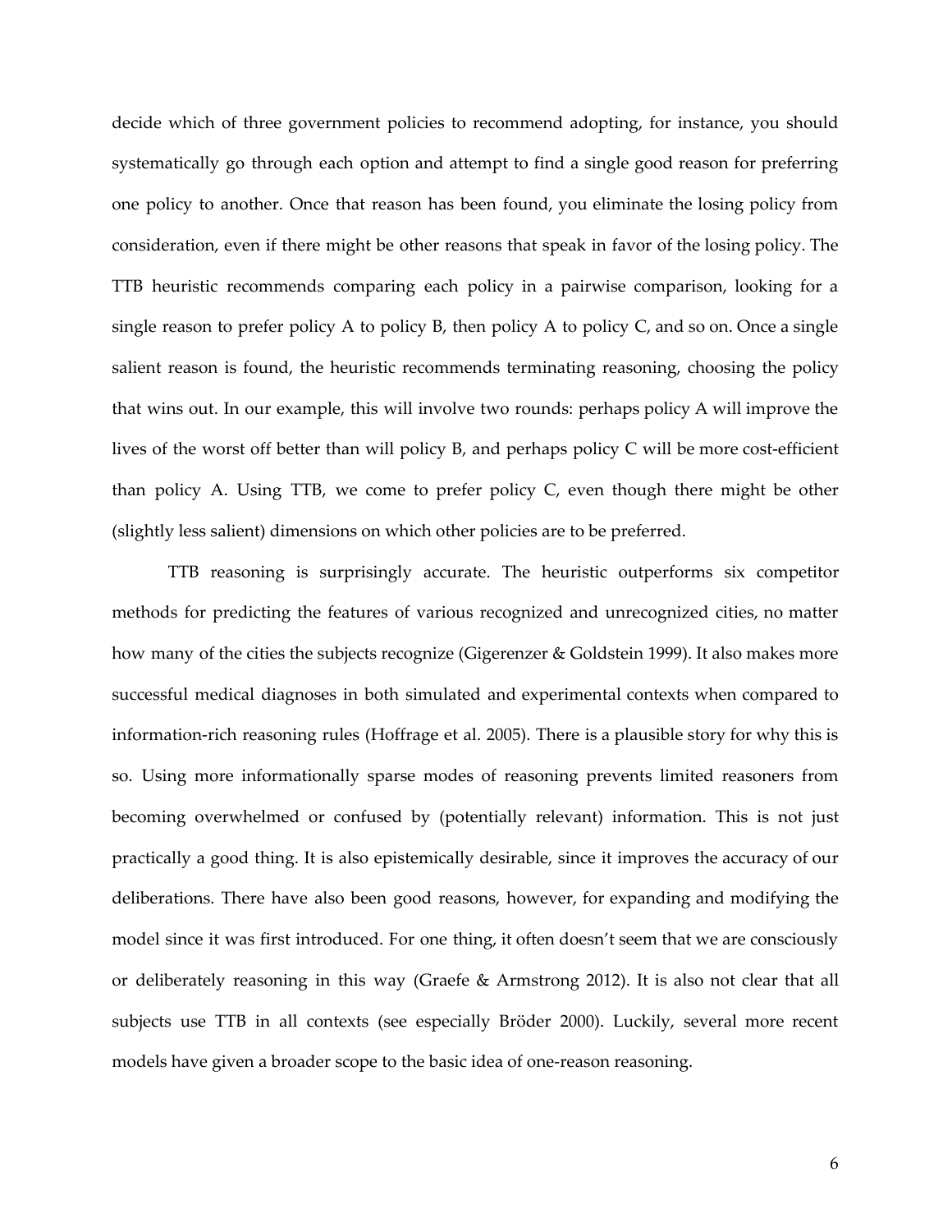decide which of three government policies to recommend adopting, for instance, you should systematically go through each option and attempt to find a single good reason for preferring one policy to another. Once that reason has been found, you eliminate the losing policy from consideration, even if there might be other reasons that speak in favor of the losing policy. The TTB heuristic recommends comparing each policy in a pairwise comparison, looking for a single reason to prefer policy A to policy B, then policy A to policy C, and so on. Once a single salient reason is found, the heuristic recommends terminating reasoning, choosing the policy that wins out. In our example, this will involve two rounds: perhaps policy A will improve the lives of the worst off better than will policy B, and perhaps policy C will be more cost-efficient than policy A. Using TTB, we come to prefer policy C, even though there might be other (slightly less salient) dimensions on which other policies are to be preferred.

TTB reasoning is surprisingly accurate. The heuristic outperforms six competitor methods for predicting the features of various recognized and unrecognized cities, no matter how many of the cities the subjects recognize (Gigerenzer & Goldstein 1999). It also makes more successful medical diagnoses in both simulated and experimental contexts when compared to information-rich reasoning rules (Hoffrage et al. 2005). There is a plausible story for why this is so. Using more informationally sparse modes of reasoning prevents limited reasoners from becoming overwhelmed or confused by (potentially relevant) information. This is not just practically a good thing. It is also epistemically desirable, since it improves the accuracy of our deliberations. There have also been good reasons, however, for expanding and modifying the model since it was first introduced. For one thing, it often doesn't seem that we are consciously or deliberately reasoning in this way (Graefe & Armstrong 2012). It is also not clear that all subjects use TTB in all contexts (see especially Bröder 2000). Luckily, several more recent models have given a broader scope to the basic idea of one-reason reasoning.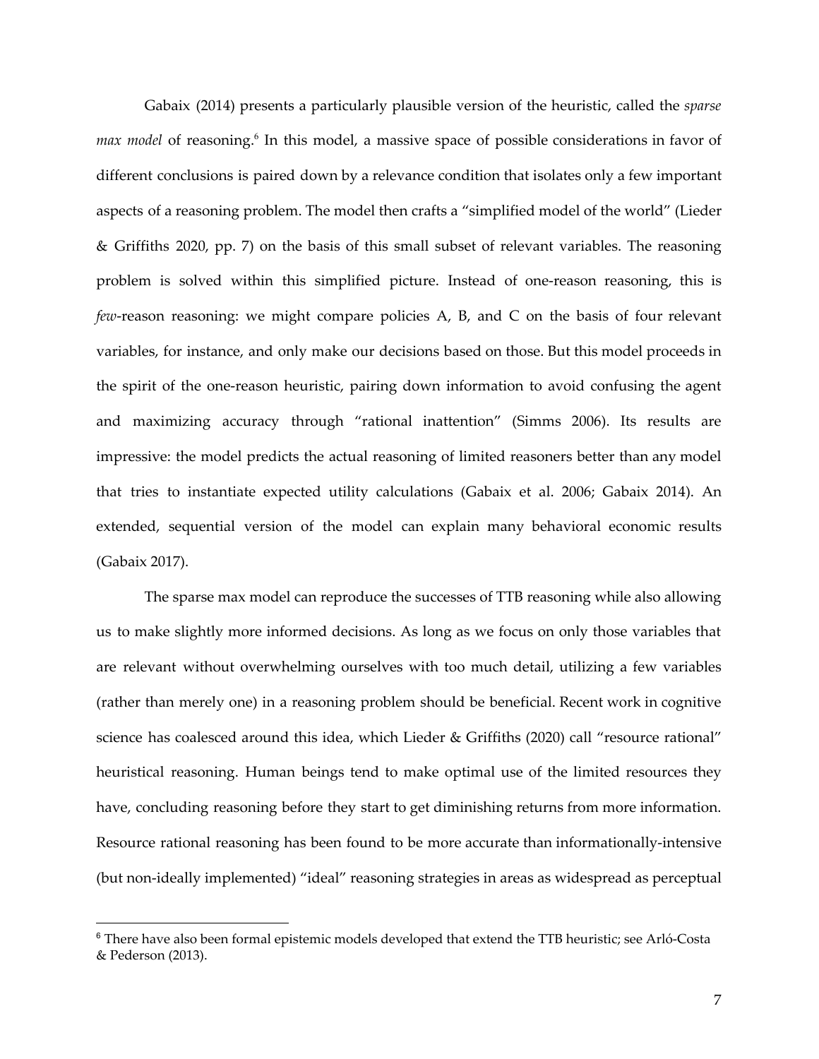Gabaix (2014) presents a particularly plausible version of the heuristic, called the *sparse max model* of reasoning.[6] In this model, a massive space of possible considerations in favor of different conclusions is paired down by a relevance condition that isolates only a few important aspects of a reasoning problem. The model then crafts a "simplified model of the world" (Lieder & Griffiths 2020, pp. 7) on the basis of this small subset of relevant variables. The reasoning problem is solved within this simplified picture. Instead of one-reason reasoning, this is *few*-reason reasoning: we might compare policies A, B, and C on the basis of four relevant variables, for instance, and only make our decisions based on those. But this model proceeds in the spirit of the one-reason heuristic, pairing down information to avoid confusing the agent and maximizing accuracy through "rational inattention" (Simms 2006). Its results are impressive: the model predicts the actual reasoning of limited reasoners better than any model that tries to instantiate expected utility calculations (Gabaix et al. 2006; Gabaix 2014). An extended, sequential version of the model can explain many behavioral economic results (Gabaix 2017).

The sparse max model can reproduce the successes of TTB reasoning while also allowing us to make slightly more informed decisions. As long as we focus on only those variables that are relevant without overwhelming ourselves with too much detail, utilizing a few variables (rather than merely one) in a reasoning problem should be beneficial. Recent work in cognitive science has coalesced around this idea, which Lieder & Griffiths (2020) call "resource rational" heuristical reasoning. Human beings tend to make optimal use of the limited resources they have, concluding reasoning before they start to get diminishing returns from more information. Resource rational reasoning has been found to be more accurate than informationally-intensive (but non-ideally implemented) "ideal" reasoning strategies in areas as widespread as perceptual

---

[6] There have also been formal epistemic models developed that extend the TTB heuristic; see Arló-Costa & Pederson (2013).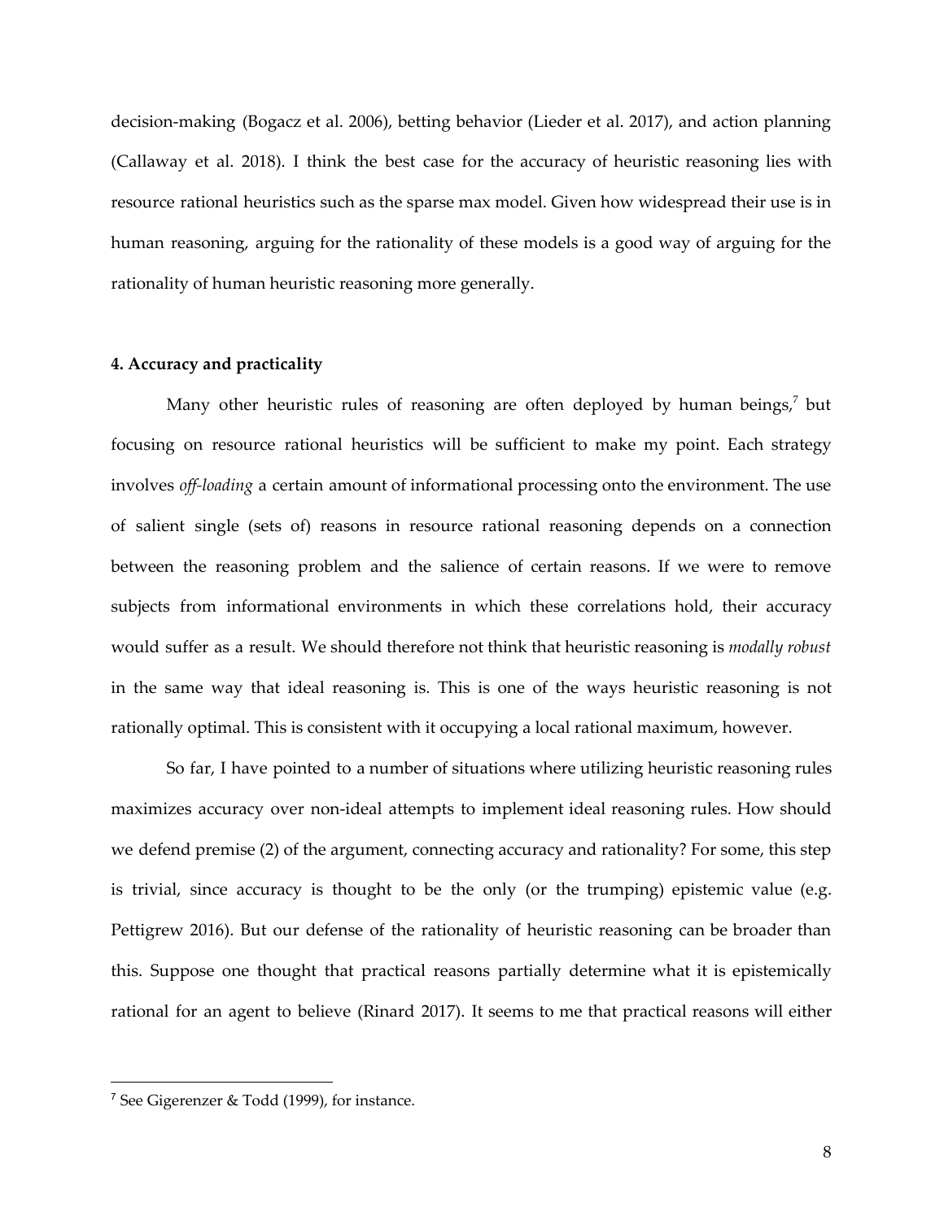decision-making (Bogacz et al. 2006), betting behavior (Lieder et al. 2017), and action planning (Callaway et al. 2018). I think the best case for the accuracy of heuristic reasoning lies with resource rational heuristics such as the sparse max model. Given how widespread their use is in human reasoning, arguing for the rationality of these models is a good way of arguing for the rationality of human heuristic reasoning more generally.

**4. Accuracy and practicality**

Many other heuristic rules of reasoning are often deployed by human beings,[7] but focusing on resource rational heuristics will be sufficient to make my point. Each strategy involves *off-loading* a certain amount of informational processing onto the environment. The use of salient single (sets of) reasons in resource rational reasoning depends on a connection between the reasoning problem and the salience of certain reasons. If we were to remove subjects from informational environments in which these correlations hold, their accuracy would suffer as a result. We should therefore not think that heuristic reasoning is *modally robust* in the same way that ideal reasoning is. This is one of the ways heuristic reasoning is not rationally optimal. This is consistent with it occupying a local rational maximum, however.

So far, I have pointed to a number of situations where utilizing heuristic reasoning rules maximizes accuracy over non-ideal attempts to implement ideal reasoning rules. How should we defend premise (2) of the argument, connecting accuracy and rationality? For some, this step is trivial, since accuracy is thought to be the only (or the trumping) epistemic value (e.g. Pettigrew 2016). But our defense of the rationality of heuristic reasoning can be broader than this. Suppose one thought that practical reasons partially determine what it is epistemically rational for an agent to believe (Rinard 2017). It seems to me that practical reasons will either

[7] See Gigerenzer & Todd (1999), for instance.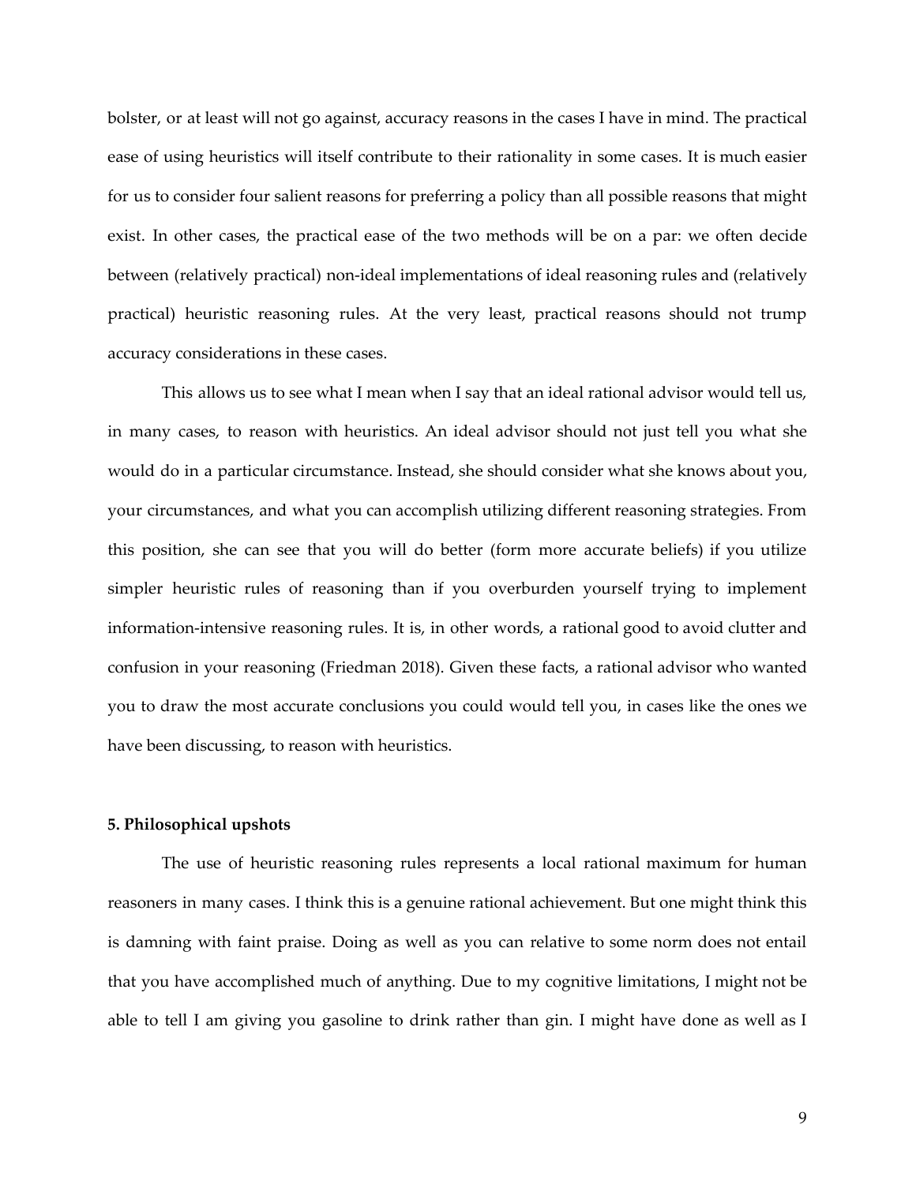bolster, or at least will not go against, accuracy reasons in the cases I have in mind. The practical ease of using heuristics will itself contribute to their rationality in some cases. It is much easier for us to consider four salient reasons for preferring a policy than all possible reasons that might exist. In other cases, the practical ease of the two methods will be on a par: we often decide between (relatively practical) non-ideal implementations of ideal reasoning rules and (relatively practical) heuristic reasoning rules. At the very least, practical reasons should not trump accuracy considerations in these cases.

This allows us to see what I mean when I say that an ideal rational advisor would tell us, in many cases, to reason with heuristics. An ideal advisor should not just tell you what she would do in a particular circumstance. Instead, she should consider what she knows about you, your circumstances, and what you can accomplish utilizing different reasoning strategies. From this position, she can see that you will do better (form more accurate beliefs) if you utilize simpler heuristic rules of reasoning than if you overburden yourself trying to implement information-intensive reasoning rules. It is, in other words, a rational good to avoid clutter and confusion in your reasoning (Friedman 2018). Given these facts, a rational advisor who wanted you to draw the most accurate conclusions you could would tell you, in cases like the ones we have been discussing, to reason with heuristics.

### 5. Philosophical upshots

The use of heuristic reasoning rules represents a local rational maximum for human reasoners in many cases. I think this is a genuine rational achievement. But one might think this is damning with faint praise. Doing as well as you can relative to some norm does not entail that you have accomplished much of anything. Due to my cognitive limitations, I might not be able to tell I am giving you gasoline to drink rather than gin. I might have done as well as I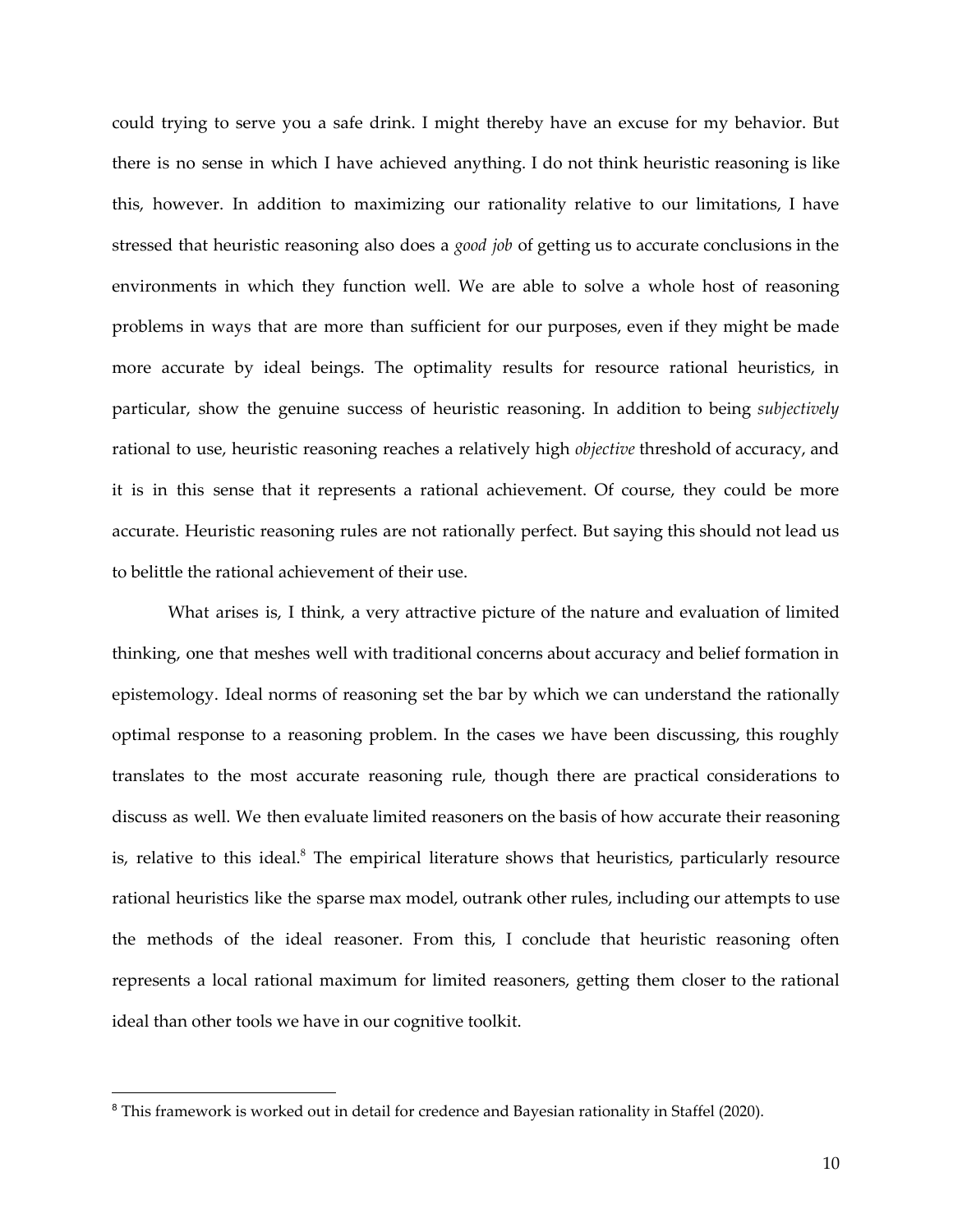could trying to serve you a safe drink. I might thereby have an excuse for my behavior. But there is no sense in which I have achieved anything. I do not think heuristic reasoning is like this, however. In addition to maximizing our rationality relative to our limitations, I have stressed that heuristic reasoning also does a *good job* of getting us to accurate conclusions in the environments in which they function well. We are able to solve a whole host of reasoning problems in ways that are more than sufficient for our purposes, even if they might be made more accurate by ideal beings. The optimality results for resource rational heuristics, in particular, show the genuine success of heuristic reasoning. In addition to being *subjectively* rational to use, heuristic reasoning reaches a relatively high *objective* threshold of accuracy, and it is in this sense that it represents a rational achievement. Of course, they could be more accurate. Heuristic reasoning rules are not rationally perfect. But saying this should not lead us to belittle the rational achievement of their use.

What arises is, I think, a very attractive picture of the nature and evaluation of limited thinking, one that meshes well with traditional concerns about accuracy and belief formation in epistemology. Ideal norms of reasoning set the bar by which we can understand the rationally optimal response to a reasoning problem. In the cases we have been discussing, this roughly translates to the most accurate reasoning rule, though there are practical considerations to discuss as well. We then evaluate limited reasoners on the basis of how accurate their reasoning is, relative to this ideal.[8] The empirical literature shows that heuristics, particularly resource rational heuristics like the sparse max model, outrank other rules, including our attempts to use the methods of the ideal reasoner. From this, I conclude that heuristic reasoning often represents a local rational maximum for limited reasoners, getting them closer to the rational ideal than other tools we have in our cognitive toolkit.

---

[8] This framework is worked out in detail for credence and Bayesian rationality in Staffel (2020).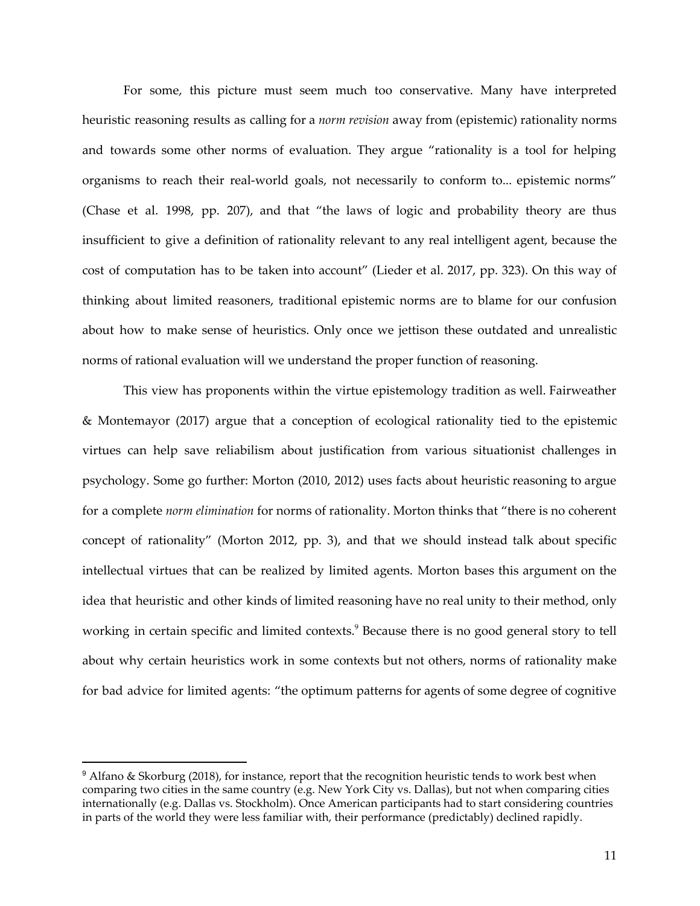For some, this picture must seem much too conservative. Many have interpreted heuristic reasoning results as calling for a *norm revision* away from (epistemic) rationality norms and towards some other norms of evaluation. They argue "rationality is a tool for helping organisms to reach their real-world goals, not necessarily to conform to... epistemic norms" (Chase et al. 1998, pp. 207), and that "the laws of logic and probability theory are thus insufficient to give a definition of rationality relevant to any real intelligent agent, because the cost of computation has to be taken into account" (Lieder et al. 2017, pp. 323). On this way of thinking about limited reasoners, traditional epistemic norms are to blame for our confusion about how to make sense of heuristics. Only once we jettison these outdated and unrealistic norms of rational evaluation will we understand the proper function of reasoning.

This view has proponents within the virtue epistemology tradition as well. Fairweather & Montemayor (2017) argue that a conception of ecological rationality tied to the epistemic virtues can help save reliabilism about justification from various situationist challenges in psychology. Some go further: Morton (2010, 2012) uses facts about heuristic reasoning to argue for a complete *norm elimination* for norms of rationality. Morton thinks that "there is no coherent concept of rationality" (Morton 2012, pp. 3), and that we should instead talk about specific intellectual virtues that can be realized by limited agents. Morton bases this argument on the idea that heuristic and other kinds of limited reasoning have no real unity to their method, only working in certain specific and limited contexts.[9] Because there is no good general story to tell about why certain heuristics work in some contexts but not others, norms of rationality make for bad advice for limited agents: "the optimum patterns for agents of some degree of cognitive

[9] Alfano & Skorburg (2018), for instance, report that the recognition heuristic tends to work best when comparing two cities in the same country (e.g. New York City vs. Dallas), but not when comparing cities internationally (e.g. Dallas vs. Stockholm). Once American participants had to start considering countries in parts of the world they were less familiar with, their performance (predictably) declined rapidly.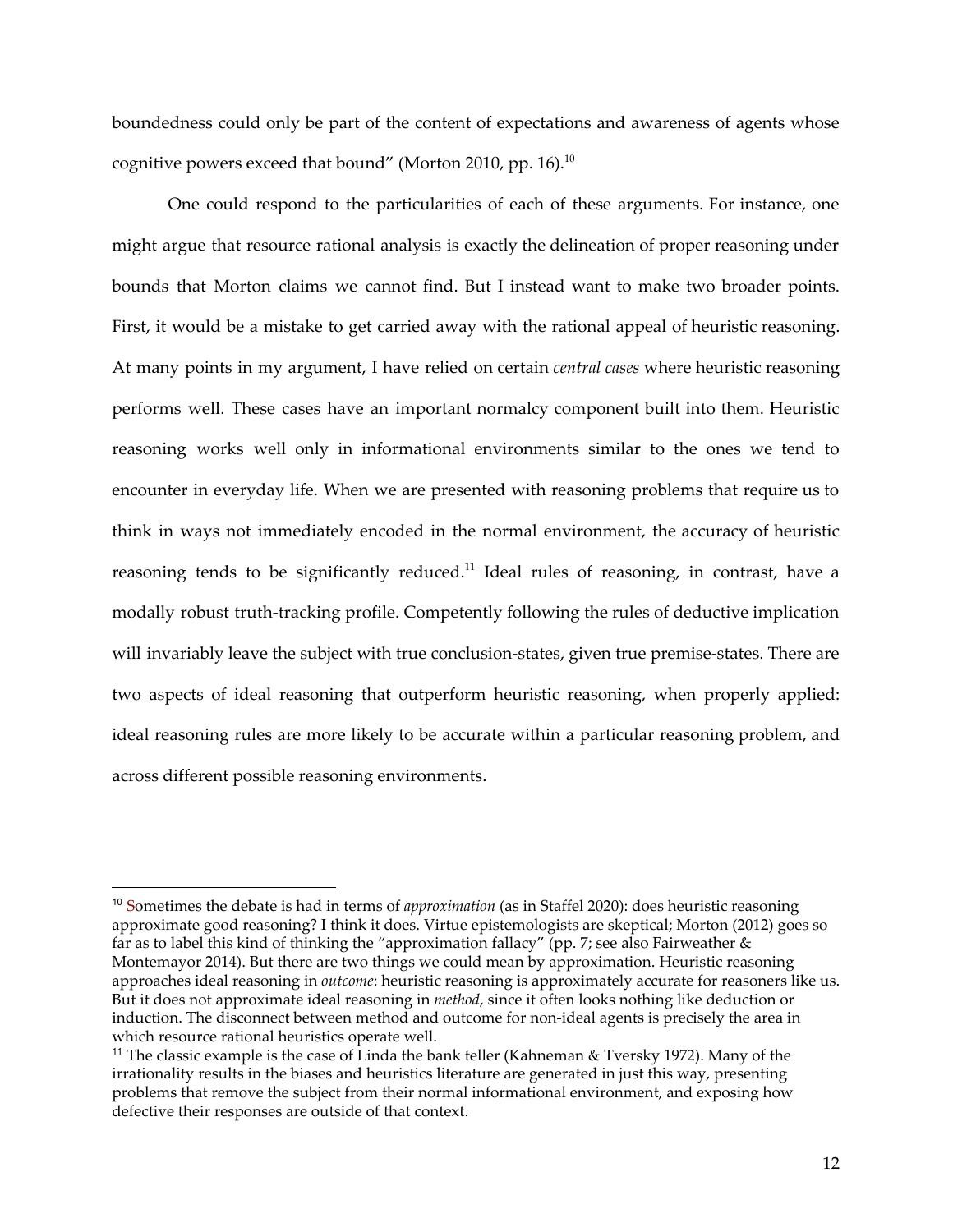boundedness could only be part of the content of expectations and awareness of agents whose cognitive powers exceed that bound" (Morton 2010, pp. 16).[10]

One could respond to the particularities of each of these arguments. For instance, one might argue that resource rational analysis is exactly the delineation of proper reasoning under bounds that Morton claims we cannot find. But I instead want to make two broader points. First, it would be a mistake to get carried away with the rational appeal of heuristic reasoning. At many points in my argument, I have relied on certain *central cases* where heuristic reasoning performs well. These cases have an important normalcy component built into them. Heuristic reasoning works well only in informational environments similar to the ones we tend to encounter in everyday life. When we are presented with reasoning problems that require us to think in ways not immediately encoded in the normal environment, the accuracy of heuristic reasoning tends to be significantly reduced.[11] Ideal rules of reasoning, in contrast, have a modally robust truth-tracking profile. Competently following the rules of deductive implication will invariably leave the subject with true conclusion-states, given true premise-states. There are two aspects of ideal reasoning that outperform heuristic reasoning, when properly applied: ideal reasoning rules are more likely to be accurate within a particular reasoning problem, and across different possible reasoning environments.

---

[10] Sometimes the debate is had in terms of *approximation* (as in Staffel 2020): does heuristic reasoning approximate good reasoning? I think it does. Virtue epistemologists are skeptical; Morton (2012) goes so far as to label this kind of thinking the "approximation fallacy" (pp. 7; see also Fairweather & Montemayor 2014). But there are two things we could mean by approximation. Heuristic reasoning approaches ideal reasoning in *outcome*: heuristic reasoning is approximately accurate for reasoners like us. But it does not approximate ideal reasoning in *method*, since it often looks nothing like deduction or induction. The disconnect between method and outcome for non-ideal agents is precisely the area in which resource rational heuristics operate well.

[11] The classic example is the case of Linda the bank teller (Kahneman & Tversky 1972). Many of the irrationality results in the biases and heuristics literature are generated in just this way, presenting problems that remove the subject from their normal informational environment, and exposing how defective their responses are outside of that context.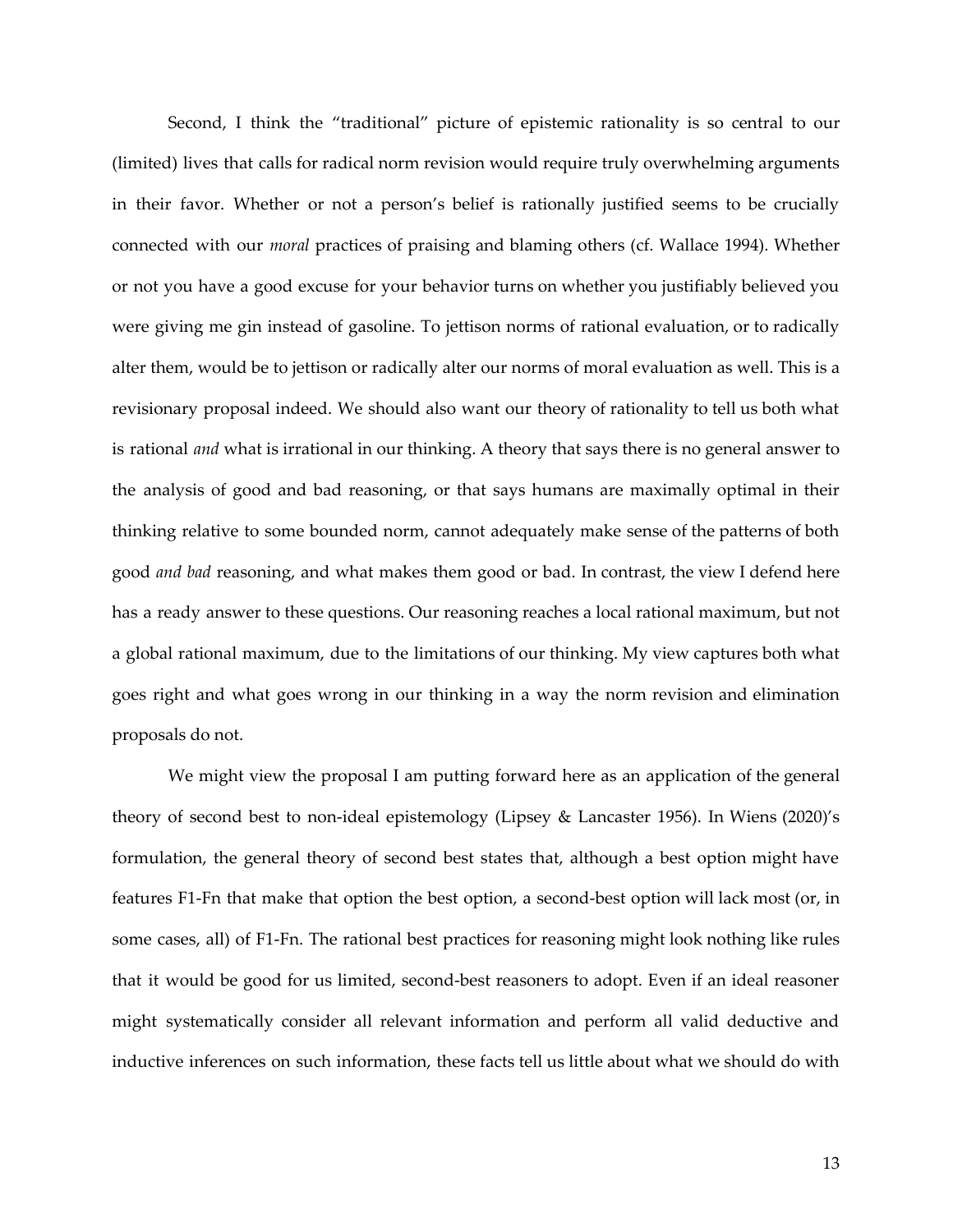Second, I think the "traditional" picture of epistemic rationality is so central to our (limited) lives that calls for radical norm revision would require truly overwhelming arguments in their favor. Whether or not a person's belief is rationally justified seems to be crucially connected with our *moral* practices of praising and blaming others (cf. Wallace 1994). Whether or not you have a good excuse for your behavior turns on whether you justifiably believed you were giving me gin instead of gasoline. To jettison norms of rational evaluation, or to radically alter them, would be to jettison or radically alter our norms of moral evaluation as well. This is a revisionary proposal indeed. We should also want our theory of rationality to tell us both what is rational *and* what is irrational in our thinking. A theory that says there is no general answer to the analysis of good and bad reasoning, or that says humans are maximally optimal in their thinking relative to some bounded norm, cannot adequately make sense of the patterns of both good *and bad* reasoning, and what makes them good or bad. In contrast, the view I defend here has a ready answer to these questions. Our reasoning reaches a local rational maximum, but not a global rational maximum, due to the limitations of our thinking. My view captures both what goes right and what goes wrong in our thinking in a way the norm revision and elimination proposals do not.

We might view the proposal I am putting forward here as an application of the general theory of second best to non-ideal epistemology (Lipsey & Lancaster 1956). In Wiens (2020)'s formulation, the general theory of second best states that, although a best option might have features F1-Fn that make that option the best option, a second-best option will lack most (or, in some cases, all) of F1-Fn. The rational best practices for reasoning might look nothing like rules that it would be good for us limited, second-best reasoners to adopt. Even if an ideal reasoner might systematically consider all relevant information and perform all valid deductive and inductive inferences on such information, these facts tell us little about what we should do with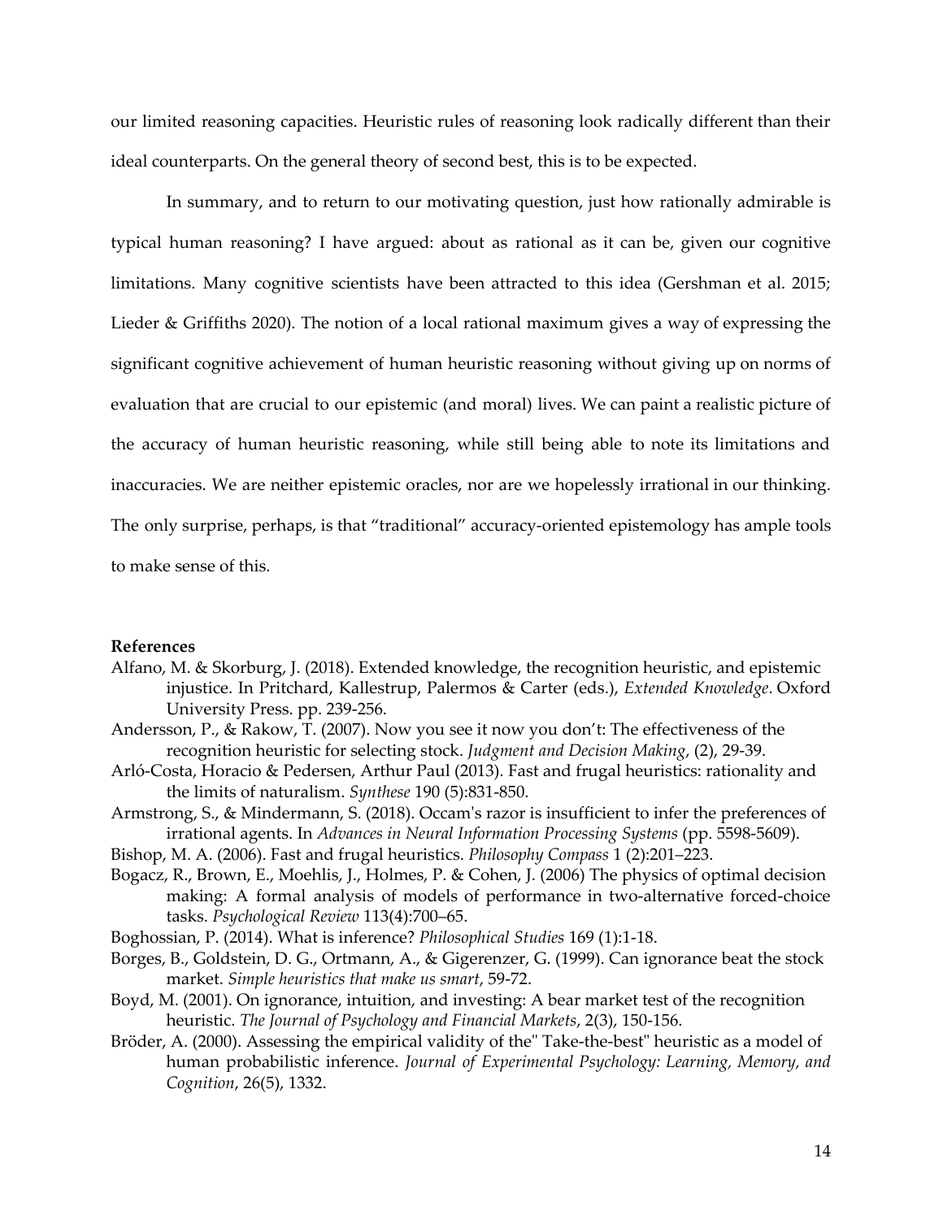our limited reasoning capacities. Heuristic rules of reasoning look radically different than their ideal counterparts. On the general theory of second best, this is to be expected.

In summary, and to return to our motivating question, just how rationally admirable is typical human reasoning? I have argued: about as rational as it can be, given our cognitive limitations. Many cognitive scientists have been attracted to this idea (Gershman et al. 2015; Lieder & Griffiths 2020). The notion of a local rational maximum gives a way of expressing the significant cognitive achievement of human heuristic reasoning without giving up on norms of evaluation that are crucial to our epistemic (and moral) lives. We can paint a realistic picture of the accuracy of human heuristic reasoning, while still being able to note its limitations and inaccuracies. We are neither epistemic oracles, nor are we hopelessly irrational in our thinking. The only surprise, perhaps, is that "traditional" accuracy-oriented epistemology has ample tools to make sense of this.

**References**

Alfano, M. & Skorburg, J. (2018). Extended knowledge, the recognition heuristic, and epistemic injustice. In Pritchard, Kallestrup, Palermos & Carter (eds.), *Extended Knowledge*. Oxford University Press. pp. 239-256.

Andersson, P., & Rakow, T. (2007). Now you see it now you don't: The effectiveness of the recognition heuristic for selecting stock. *Judgment and Decision Making*, (2), 29-39.

Arló-Costa, Horacio & Pedersen, Arthur Paul (2013). Fast and frugal heuristics: rationality and the limits of naturalism. *Synthese* 190 (5):831-850.

Armstrong, S., & Mindermann, S. (2018). Occam's razor is insufficient to infer the preferences of irrational agents. In *Advances in Neural Information Processing Systems* (pp. 5598-5609).

Bishop, M. A. (2006). Fast and frugal heuristics. *Philosophy Compass* 1 (2):201–223.

Bogacz, R., Brown, E., Moehlis, J., Holmes, P. & Cohen, J. (2006) The physics of optimal decision making: A formal analysis of models of performance in two-alternative forced-choice tasks. *Psychological Review* 113(4):700–65.

Boghossian, P. (2014). What is inference? *Philosophical Studies* 169 (1):1-18.

Borges, B., Goldstein, D. G., Ortmann, A., & Gigerenzer, G. (1999). Can ignorance beat the stock market. *Simple heuristics that make us smart*, 59-72.

Boyd, M. (2001). On ignorance, intuition, and investing: A bear market test of the recognition heuristic. *The Journal of Psychology and Financial Markets*, 2(3), 150-156.

Bröder, A. (2000). Assessing the empirical validity of the" Take-the-best" heuristic as a model of human probabilistic inference. *Journal of Experimental Psychology: Learning, Memory, and Cognition*, 26(5), 1332.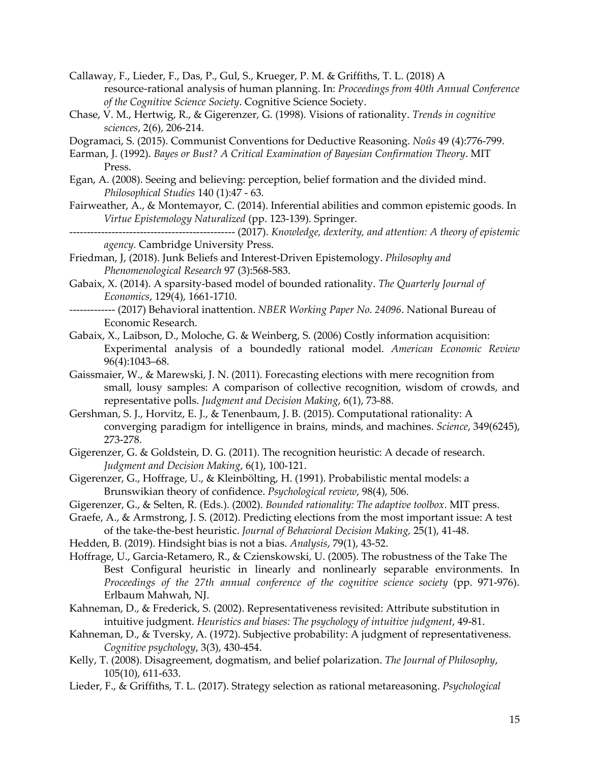Callaway, F., Lieder, F., Das, P., Gul, S., Krueger, P. M. & Griffiths, T. L. (2018) A resource-rational analysis of human planning. In: *Proceedings from 40th Annual Conference of the Cognitive Science Society*. Cognitive Science Society.

Chase, V. M., Hertwig, R., & Gigerenzer, G. (1998). Visions of rationality. *Trends in cognitive sciences*, 2(6), 206-214.

Dogramaci, S. (2015). Communist Conventions for Deductive Reasoning. *Noûs* 49 (4):776-799.

Earman, J. (1992). *Bayes or Bust? A Critical Examination of Bayesian Confirmation Theory*. MIT Press.

Egan, A. (2008). Seeing and believing: perception, belief formation and the divided mind. *Philosophical Studies* 140 (1):47 - 63.

Fairweather, A., & Montemayor, C. (2014). Inferential abilities and common epistemic goods. In *Virtue Epistemology Naturalized* (pp. 123-139). Springer.

------------------------------------------------ (2017). *Knowledge, dexterity, and attention: A theory of epistemic agency*. Cambridge University Press.

Friedman, J, (2018). Junk Beliefs and Interest-Driven Epistemology. *Philosophy and Phenomenological Research* 97 (3):568-583.

Gabaix, X. (2014). A sparsity-based model of bounded rationality. *The Quarterly Journal of Economics*, 129(4), 1661-1710.

------------- (2017) Behavioral inattention. *NBER Working Paper No. 24096*. National Bureau of Economic Research.

Gabaix, X., Laibson, D., Moloche, G. & Weinberg, S. (2006) Costly information acquisition: Experimental analysis of a boundedly rational model. *American Economic Review* 96(4):1043–68.

Gaissmaier, W., & Marewski, J. N. (2011). Forecasting elections with mere recognition from small, lousy samples: A comparison of collective recognition, wisdom of crowds, and representative polls. *Judgment and Decision Making*, 6(1), 73-88.

Gershman, S. J., Horvitz, E. J., & Tenenbaum, J. B. (2015). Computational rationality: A converging paradigm for intelligence in brains, minds, and machines. *Science*, 349(6245), 273-278.

Gigerenzer, G. & Goldstein, D. G. (2011). The recognition heuristic: A decade of research. *Judgment and Decision Making*, 6(1), 100-121.

Gigerenzer, G., Hoffrage, U., & Kleinbölting, H. (1991). Probabilistic mental models: a Brunswikian theory of confidence. *Psychological review*, 98(4), 506.

Gigerenzer, G., & Selten, R. (Eds.). (2002). *Bounded rationality: The adaptive toolbox*. MIT press.

Graefe, A., & Armstrong, J. S. (2012). Predicting elections from the most important issue: A test of the take-the-best heuristic. *Journal of Behavioral Decision Making,* 25(1), 41-48.

Hedden, B. (2019). Hindsight bias is not a bias. *Analysis*, 79(1), 43-52.

Hoffrage, U., Garcia-Retamero, R., & Czienskowski, U. (2005). The robustness of the Take The Best Configural heuristic in linearly and nonlinearly separable environments. In *Proceedings of the 27th annual conference of the cognitive science society* (pp. 971-976). Erlbaum Mahwah, NJ.

Kahneman, D., & Frederick, S. (2002). Representativeness revisited: Attribute substitution in intuitive judgment. *Heuristics and biases: The psychology of intuitive judgment*, 49-81.

Kahneman, D., & Tversky, A. (1972). Subjective probability: A judgment of representativeness. *Cognitive psychology*, 3(3), 430-454.

Kelly, T. (2008). Disagreement, dogmatism, and belief polarization. *The Journal of Philosophy*, 105(10), 611-633.

Lieder, F., & Griffiths, T. L. (2017). Strategy selection as rational metareasoning. *Psychological*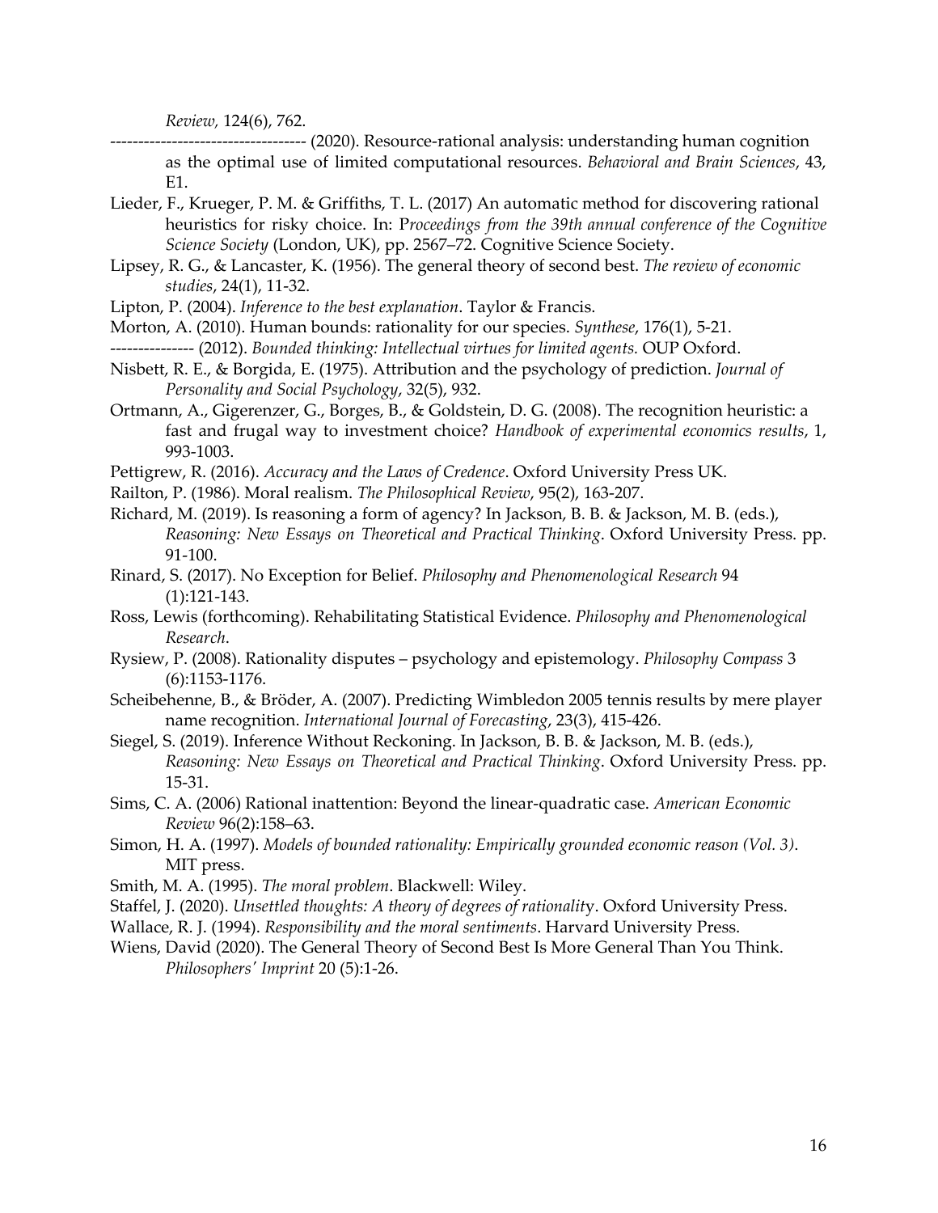*Review*, 124(6), 762.

---------------------------------- (2020). Resource-rational analysis: understanding human cognition as the optimal use of limited computational resources. *Behavioral and Brain Sciences*, 43, E1.

Lieder, F., Krueger, P. M. & Griffiths, T. L. (2017) An automatic method for discovering rational heuristics for risky choice. In: P*roceedings from the 39th annual conference of the Cognitive Science Society* (London, UK), pp. 2567–72. Cognitive Science Society.

Lipsey, R. G., & Lancaster, K. (1956). The general theory of second best. *The review of economic studies*, 24(1), 11-32.

Lipton, P. (2004). *Inference to the best explanation*. Taylor & Francis.

Morton, A. (2010). Human bounds: rationality for our species. *Synthese*, 176(1), 5-21.

--------------- (2012). *Bounded thinking: Intellectual virtues for limited agents.* OUP Oxford.

Nisbett, R. E., & Borgida, E. (1975). Attribution and the psychology of prediction. *Journal of Personality and Social Psychology*, 32(5), 932.

Ortmann, A., Gigerenzer, G., Borges, B., & Goldstein, D. G. (2008). The recognition heuristic: a fast and frugal way to investment choice? *Handbook of experimental economics results*, 1, 993-1003.

Pettigrew, R. (2016). *Accuracy and the Laws of Credence*. Oxford University Press UK.

Railton, P. (1986). Moral realism. *The Philosophical Review*, 95(2), 163-207.

Richard, M. (2019). Is reasoning a form of agency? In Jackson, B. B. & Jackson, M. B. (eds.), *Reasoning: New Essays on Theoretical and Practical Thinking*. Oxford University Press. pp. 91-100.

Rinard, S. (2017). No Exception for Belief. *Philosophy and Phenomenological Research* 94 (1):121-143.

Ross, Lewis (forthcoming). Rehabilitating Statistical Evidence. *Philosophy and Phenomenological Research*.

Rysiew, P. (2008). Rationality disputes – psychology and epistemology. *Philosophy Compass* 3 (6):1153-1176.

Scheibehenne, B., & Bröder, A. (2007). Predicting Wimbledon 2005 tennis results by mere player name recognition. *International Journal of Forecasting*, 23(3), 415-426.

Siegel, S. (2019). Inference Without Reckoning. In Jackson, B. B. & Jackson, M. B. (eds.), *Reasoning: New Essays on Theoretical and Practical Thinking*. Oxford University Press. pp. 15-31.

Sims, C. A. (2006) Rational inattention: Beyond the linear-quadratic case. *American Economic Review* 96(2):158–63.

Simon, H. A. (1997). *Models of bounded rationality: Empirically grounded economic reason (Vol. 3)*. MIT press.

Smith, M. A. (1995). *The moral problem*. Blackwell: Wiley.

Staffel, J. (2020). *Unsettled thoughts: A theory of degrees of rationalit*y. Oxford University Press.

Wallace, R. J. (1994). *Responsibility and the moral sentiments*. Harvard University Press.

Wiens, David (2020). The General Theory of Second Best Is More General Than You Think. *Philosophers' Imprint* 20 (5):1-26.